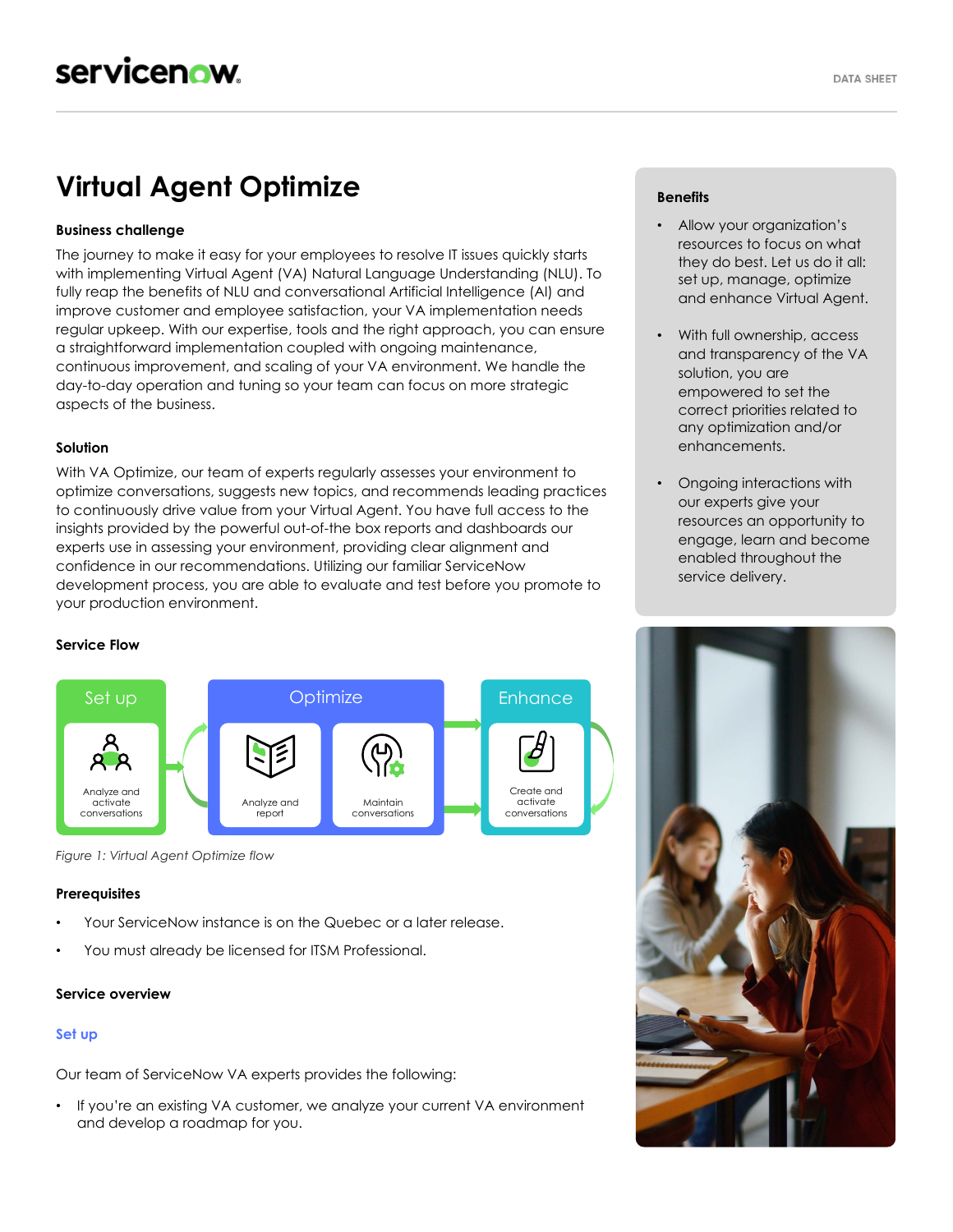# Virtual Agent Optimize

### Business challenge

The journey to make it easy for your employees to resolve IT issues quickly starts with implementing Virtual Agent (VA) Natural Language Understanding (NLU). To fully reap the benefits of NLU and conversational Artificial Intelligence (AI) and improve customer and employee satisfaction, your VA implementation needs regular upkeep. With our expertise, tools and the right approach, you can ensure a straightforward implementation coupled with ongoing maintenance, continuous improvement, and scaling of your VA environment. We handle the day-to-day operation and tuning so your team can focus on more strategic aspects of the business.

### Solution

With VA Optimize, our team of experts regularly assesses your environment to optimize conversations, suggests new topics, and recommends leading practices to continuously drive value from your Virtual Agent. You have full access to the insights provided by the powerful out-of-the box reports and dashboards our experts use in assessing your environment, providing clear alignment and confidence in our recommendations. Utilizing our familiar ServiceNow development process, you are able to evaluate and test before you promote to your production environment.

### Service Flow

Set up: Analyze and activate conversations → Optimize: Analyze and report; Maintain conversations → Enhance: Create and activate conversations

*Figure 1: Virtual Agent Optimize flow*

### Prerequisites

- Your ServiceNow instance is on the Quebec or a later release.
- You must already be licensed for ITSM Professional.

### Service overview

#### Set up

Our team of ServiceNow VA experts provides the following:

- If you're an existing VA customer, we analyze your current VA environment and develop a roadmap for you.

### Benefits

- Allow your organization's resources to focus on what they do best. Let us do it all: set up, manage, optimize and enhance Virtual Agent.
- With full ownership, access and transparency of the VA solution, you are empowered to set the correct priorities related to any optimization and/or enhancements.
- Ongoing interactions with our experts give your resources an opportunity to engage, learn and become enabled throughout the service delivery.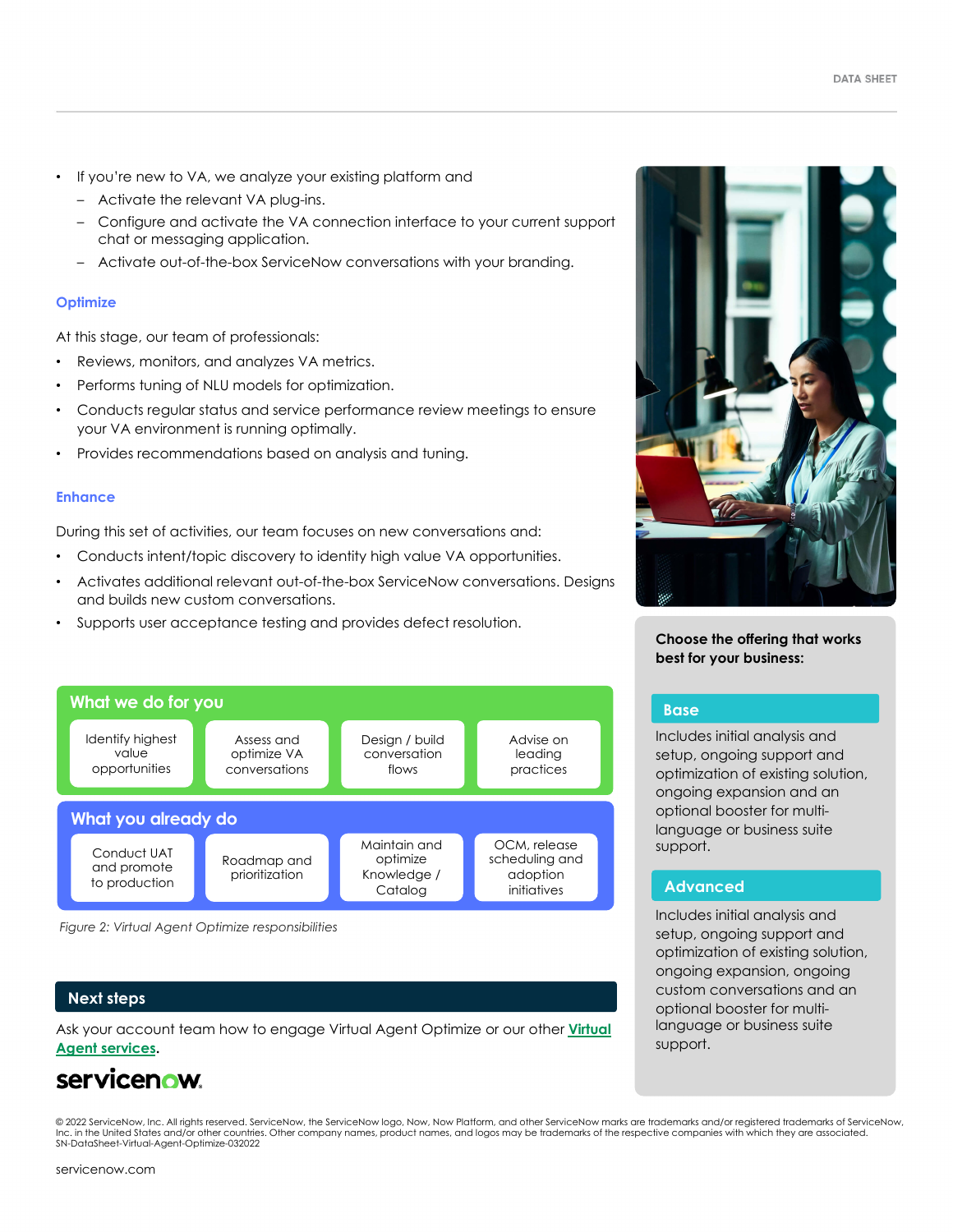- If you're new to VA, we analyze your existing platform and
  - Activate the relevant VA plug-ins.
  - Configure and activate the VA connection interface to your current support chat or messaging application.
  - Activate out-of-the-box ServiceNow conversations with your branding.

### Optimize

At this stage, our team of professionals:

- Reviews, monitors, and analyzes VA metrics.
- Performs tuning of NLU models for optimization.
- Conducts regular status and service performance review meetings to ensure your VA environment is running optimally.
- Provides recommendations based on analysis and tuning.

### Enhance

During this set of activities, our team focuses on new conversations and:

- Conducts intent/topic discovery to identity high value VA opportunities.
- Activates additional relevant out-of-the-box ServiceNow conversations. Designs and builds new custom conversations.
- Supports user acceptance testing and provides defect resolution.

What we do for you

Identify highest value opportunities

Assess and optimize VA conversations

Design / build conversation flows

Advise on leading practices

What you already do

Conduct UAT and promote to production

Roadmap and prioritization

Maintain and optimize Knowledge / Catalog

OCM, release scheduling and adoption initiatives

*Figure 2: Virtual Agent Optimize responsibilities*

## Next steps

Ask your account team how to engage Virtual Agent Optimize or our other **Virtual Agent services**.

**Choose the offering that works best for your business:**

### Base

Includes initial analysis and setup, ongoing support and optimization of existing solution, ongoing expansion and an optional booster for multi-language or business suite support.

### Advanced

Includes initial analysis and setup, ongoing support and optimization of existing solution, ongoing expansion, ongoing custom conversations and an optional booster for multi-language or business suite support.

© 2022 ServiceNow, Inc. All rights reserved. ServiceNow, the ServiceNow logo, Now, Now Platform, and other ServiceNow marks are trademarks and/or registered trademarks of ServiceNow, Inc. in the United States and/or other countries. Other company names, product names, and logos may be trademarks of the respective companies with which they are associated.
SN-DataSheet-Virtual-Agent-Optimize-032022

servicenow.com